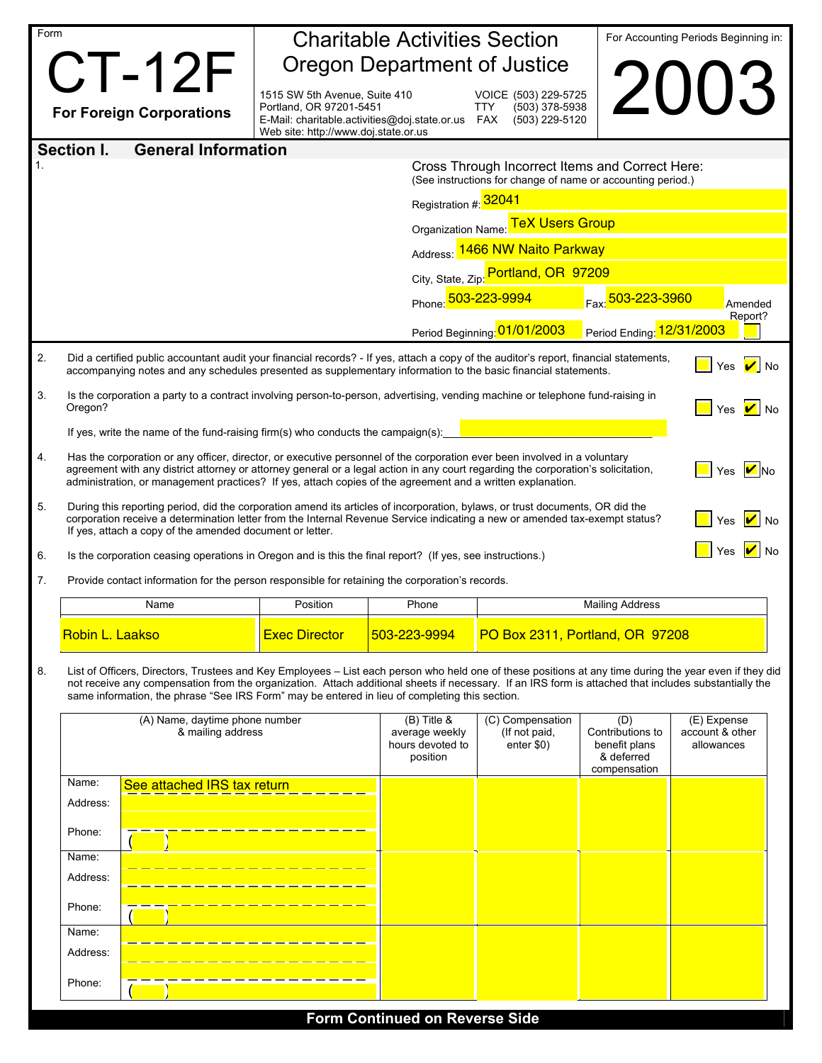Form

# CT-12F

**For Foreign Corporations**

## Charitable Activities Section
## Oregon Department of Justice

1515 SW 5th Avenue, Suite 410
Portland, OR 97201-5451
E-Mail: charitable.activities@doj.state.or.us
Web site: http://www.doj.state.or.us

VOICE (503) 229-5725
TTY (503) 378-5938
FAX (503) 229-5120

For Accounting Periods Beginning in:

# 2003

## Section I. General Information

1.

Cross Through Incorrect Items and Correct Here:
(See instructions for change of name or accounting period.)

Registration #: 32041

Organization Name: TeX Users Group

Address: 1466 NW Naito Parkway

City, State, Zip: Portland, OR 97209

Phone: 503-223-9994 Fax: 503-223-3960 Amended Report? ☐

Period Beginning: 01/01/2003 Period Ending: 12/31/2003

2. Did a certified public accountant audit your financial records? - If yes, attach a copy of the auditor's report, financial statements, accompanying notes and any schedules presented as supplementary information to the basic financial statements. ☐ Yes ☑ No

3. Is the corporation a party to a contract involving person-to-person, advertising, vending machine or telephone fund-raising in Oregon? ☐ Yes ☑ No

   If yes, write the name of the fund-raising firm(s) who conducts the campaign(s):\_\_\_\_\_\_\_\_\_\_\_\_\_\_\_\_\_\_\_\_\_\_\_\_\_\_

4. Has the corporation or any officer, director, or executive personnel of the corporation ever been involved in a voluntary agreement with any district attorney or attorney general or a legal action in any court regarding the corporation's solicitation, administration, or management practices? If yes, attach copies of the agreement and a written explanation. ☐ Yes ☑ No

5. During this reporting period, did the corporation amend its articles of incorporation, bylaws, or trust documents, OR did the corporation receive a determination letter from the Internal Revenue Service indicating a new or amended tax-exempt status? If yes, attach a copy of the amended document or letter. ☐ Yes ☑ No

6. Is the corporation ceasing operations in Oregon and is this the final report? (If yes, see instructions.) ☐ Yes ☑ No

7. Provide contact information for the person responsible for retaining the corporation's records.

| Name | Position | Phone | Mailing Address |
|---|---|---|---|
| Robin L. Laakso | Exec Director | 503-223-9994 | PO Box 2311, Portland, OR 97208 |

8. List of Officers, Directors, Trustees and Key Employees – List each person who held one of these positions at any time during the year even if they did not receive any compensation from the organization. Attach additional sheets if necessary. If an IRS form is attached that includes substantially the same information, the phrase "See IRS Form" may be entered in lieu of completing this section.

| (A) Name, daytime phone number & mailing address | (B) Title & average weekly hours devoted to position | (C) Compensation (If not paid, enter $0) | (D) Contributions to benefit plans & deferred compensation | (E) Expense account & other allowances |
|---|---|---|---|---|
| Name: See attached IRS tax return<br>Address:<br>Phone: ( ) | | | | |
| Name:<br>Address:<br>Phone: ( ) | | | | |
| Name:<br>Address:<br>Phone: ( ) | | | | |

**Form Continued on Reverse Side**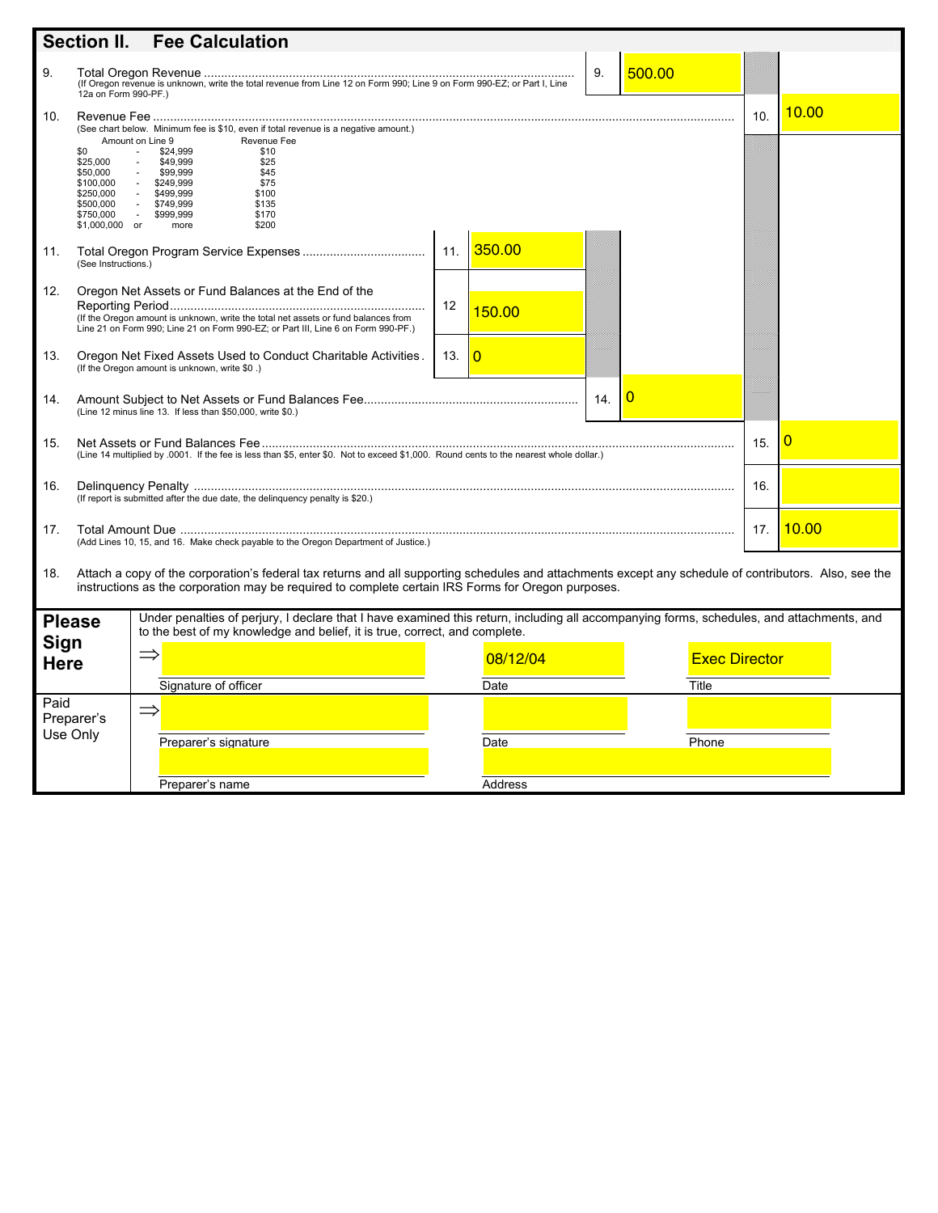## Section II. Fee Calculation

| | | | | | |
|---|---|---|---|---|---|
| 9. | Total Oregon Revenue (If Oregon revenue is unknown, write the total revenue from Line 12 on Form 990; Line 9 on Form 990-EZ; or Part I, Line 12a on Form 990-PF.) | | 9. | 500.00 | |
| 10. | Revenue Fee (See chart below. Minimum fee is $10, even if total revenue is a negative amount.) | | | 10. | 10.00 |
| 11. | Total Oregon Program Service Expenses (See Instructions.) | 11. | 350.00 | | |
| 12. | Oregon Net Assets or Fund Balances at the End of the Reporting Period (If the Oregon amount is unknown, write the total net assets or fund balances from Line 21 on Form 990; Line 21 on Form 990-EZ; or Part III, Line 6 on Form 990-PF.) | 12 | 150.00 | | |
| 13. | Oregon Net Fixed Assets Used to Conduct Charitable Activities (If the Oregon amount is unknown, write $0 .) | 13. | 0 | | |
| 14. | Amount Subject to Net Assets or Fund Balances Fee (Line 12 minus line 13. If less than $50,000, write $0.) | | 14. | 0 | |
| 15. | Net Assets or Fund Balances Fee (Line 14 multiplied by .0001. If the fee is less than $5, enter $0. Not to exceed $1,000. Round cents to the nearest whole dollar.) | | | 15. | 0 |
| 16. | Delinquency Penalty (If report is submitted after the due date, the delinquency penalty is $20.) | | | 16. | |
| 17. | Total Amount Due (Add Lines 10, 15, and 16. Make check payable to the Oregon Department of Justice.) | | | 17. | 10.00 |

| Amount on Line 9 | Revenue Fee |
|---|---|
| $0 - $24,999 | $10 |
| $25,000 - $49,999 | $25 |
| $50,000 - $99,999 | $45 |
| $100,000 - $249,999 | $75 |
| $250,000 - $499,999 | $100 |
| $500,000 - $749,999 | $135 |
| $750,000 - $999,999 | $170 |
| $1,000,000 or more | $200 |

18. Attach a copy of the corporation's federal tax returns and all supporting schedules and attachments except any schedule of contributors. Also, see the instructions as the corporation may be required to complete certain IRS Forms for Oregon purposes.

**Please Sign Here**

Under penalties of perjury, I declare that I have examined this return, including all accompanying forms, schedules, and attachments, and to the best of my knowledge and belief, it is true, correct, and complete.

| Signature of officer | Date | Title |
|---|---|---|
| ⇒ | 08/12/04 | Exec Director |

**Paid Preparer's Use Only**

| Preparer's signature | Date | Phone |
|---|---|---|
| ⇒ | | |

| Preparer's name | Address |
|---|---|
| | |